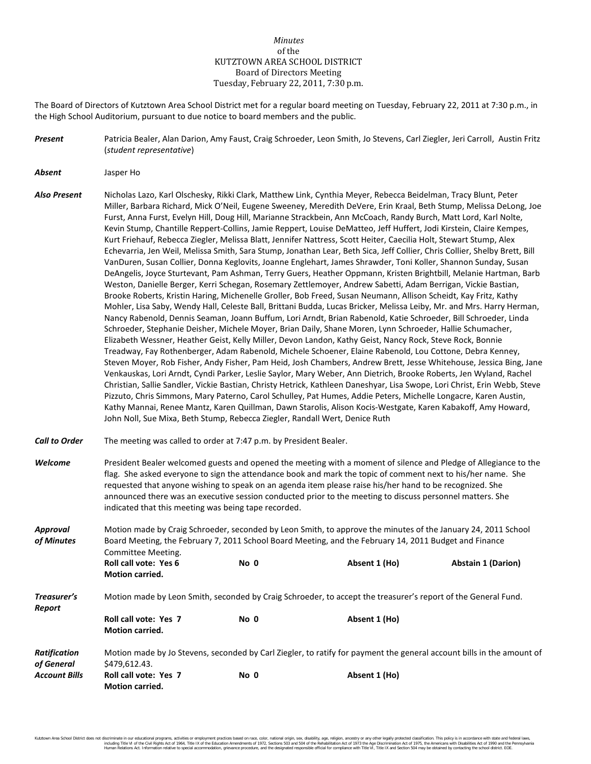*Minutes*
of the
KUTZTOWN AREA SCHOOL DISTRICT
Board of Directors Meeting
Tuesday, February 22, 2011, 7:30 p.m.

The Board of Directors of Kutztown Area School District met for a regular board meeting on Tuesday, February 22, 2011 at 7:30 p.m., in the High School Auditorium, pursuant to due notice to board members and the public.

***Present*** Patricia Bealer, Alan Darion, Amy Faust, Craig Schroeder, Leon Smith, Jo Stevens, Carl Ziegler, Jeri Carroll, Austin Fritz (*student representative*)

***Absent*** Jasper Ho

***Also Present*** Nicholas Lazo, Karl Olschesky, Rikki Clark, Matthew Link, Cynthia Meyer, Rebecca Beidelman, Tracy Blunt, Peter Miller, Barbara Richard, Mick O'Neil, Eugene Sweeney, Meredith DeVere, Erin Kraal, Beth Stump, Melissa DeLong, Joe Furst, Anna Furst, Evelyn Hill, Doug Hill, Marianne Strackbein, Ann McCoach, Randy Burch, Matt Lord, Karl Nolte, Kevin Stump, Chantille Reppert-Collins, Jamie Reppert, Louise DeMatteo, Jeff Huffert, Jodi Kirstein, Claire Kempes, Kurt Friehauf, Rebecca Ziegler, Melissa Blatt, Jennifer Nattress, Scott Heiter, Caecilia Holt, Stewart Stump, Alex Echevarria, Jen Weil, Melissa Smith, Sara Stump, Jonathan Lear, Beth Sica, Jeff Collier, Chris Collier, Shelby Brett, Bill VanDuren, Susan Collier, Donna Keglovits, Joanne Englehart, James Shrawder, Toni Koller, Shannon Sunday, Susan DeAngelis, Joyce Sturtevant, Pam Ashman, Terry Guers, Heather Oppmann, Kristen Brightbill, Melanie Hartman, Barb Weston, Danielle Berger, Kerri Schegan, Rosemary Zettlemoyer, Andrew Sabetti, Adam Berrigan, Vickie Bastian, Brooke Roberts, Kristin Haring, Michenelle Groller, Bob Freed, Susan Neumann, Allison Scheidt, Kay Fritz, Kathy Mohler, Lisa Saby, Wendy Hall, Celeste Ball, Brittani Budda, Lucas Bricker, Melissa Leiby, Mr. and Mrs. Harry Herman, Nancy Rabenold, Dennis Seaman, Joann Buffum, Lori Arndt, Brian Rabenold, Katie Schroeder, Bill Schroeder, Linda Schroeder, Stephanie Deisher, Michele Moyer, Brian Daily, Shane Moren, Lynn Schroeder, Hallie Schumacher, Elizabeth Wessner, Heather Geist, Kelly Miller, Devon Landon, Kathy Geist, Nancy Rock, Steve Rock, Bonnie Treadway, Fay Rothenberger, Adam Rabenold, Michele Schoener, Elaine Rabenold, Lou Cottone, Debra Kenney, Steven Moyer, Rob Fisher, Andy Fisher, Pam Heid, Josh Chambers, Andrew Brett, Jesse Whitehouse, Jessica Bing, Jane Venkauskas, Lori Arndt, Cyndi Parker, Leslie Saylor, Mary Weber, Ann Dietrich, Brooke Roberts, Jen Wyland, Rachel Christian, Sallie Sandler, Vickie Bastian, Christy Hetrick, Kathleen Daneshyar, Lisa Swope, Lori Christ, Erin Webb, Steve Pizzuto, Chris Simmons, Mary Paterno, Carol Schulley, Pat Humes, Addie Peters, Michelle Longacre, Karen Austin, Kathy Mannai, Renee Mantz, Karen Quillman, Dawn Starolis, Alison Kocis-Westgate, Karen Kabakoff, Amy Howard, John Noll, Sue Mixa, Beth Stump, Rebecca Ziegler, Randall Wert, Denice Ruth

***Call to Order*** The meeting was called to order at 7:47 p.m. by President Bealer.

***Welcome*** President Bealer welcomed guests and opened the meeting with a moment of silence and Pledge of Allegiance to the flag. She asked everyone to sign the attendance book and mark the topic of comment next to his/her name. She requested that anyone wishing to speak on an agenda item please raise his/her hand to be recognized. She announced there was an executive session conducted prior to the meeting to discuss personnel matters. She indicated that this meeting was being tape recorded.

***Approval of Minutes*** Motion made by Craig Schroeder, seconded by Leon Smith, to approve the minutes of the January 24, 2011 School Board Meeting, the February 7, 2011 School Board Meeting, and the February 14, 2011 Budget and Finance Committee Meeting.

**Roll call vote: Yes 6** **No 0** **Absent 1 (Ho)** **Abstain 1 (Darion)**
**Motion carried.**

***Treasurer's Report*** Motion made by Leon Smith, seconded by Craig Schroeder, to accept the treasurer's report of the General Fund.

**Roll call vote: Yes 7** **No 0** **Absent 1 (Ho)**
**Motion carried.**

***Ratification of General Account Bills*** Motion made by Jo Stevens, seconded by Carl Ziegler, to ratify for payment the general account bills in the amount of $479,612.43.

**Roll call vote: Yes 7** **No 0** **Absent 1 (Ho)**
**Motion carried.**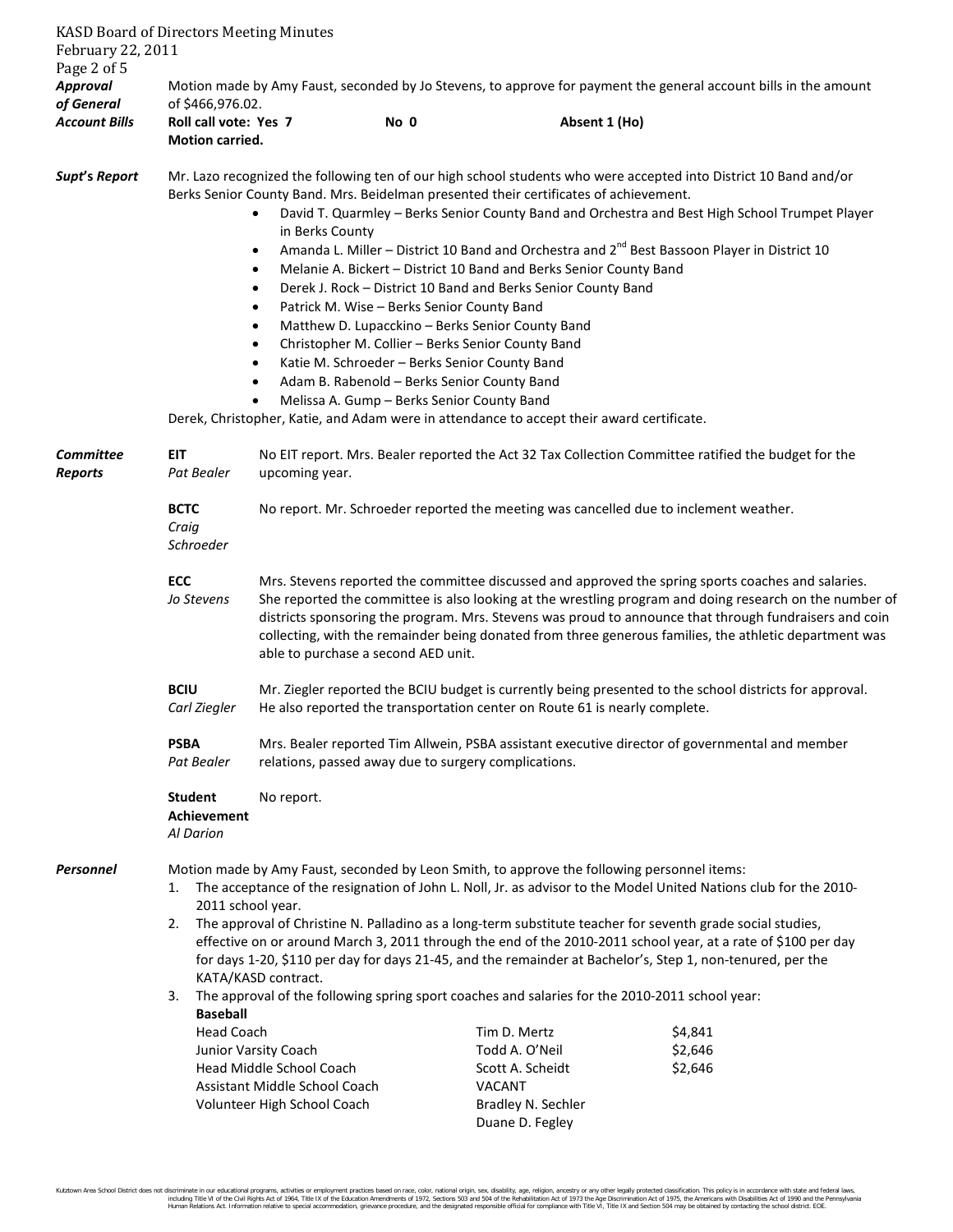**Approval of General Account Bills**

Motion made by Amy Faust, seconded by Jo Stevens, to approve for payment the general account bills in the amount of $466,976.02.

**Roll call vote: Yes 7 No 0 Absent 1 (Ho)**
**Motion carried.**

**Supt's Report**

Mr. Lazo recognized the following ten of our high school students who were accepted into District 10 Band and/or Berks Senior County Band. Mrs. Beidelman presented their certificates of achievement.

- David T. Quarmley – Berks Senior County Band and Orchestra and Best High School Trumpet Player in Berks County
- Amanda L. Miller – District 10 Band and Orchestra and 2nd Best Bassoon Player in District 10
- Melanie A. Bickert – District 10 Band and Berks Senior County Band
- Derek J. Rock – District 10 Band and Berks Senior County Band
- Patrick M. Wise – Berks Senior County Band
- Matthew D. Lupacckino – Berks Senior County Band
- Christopher M. Collier – Berks Senior County Band
- Katie M. Schroeder – Berks Senior County Band
- Adam B. Rabenold – Berks Senior County Band
- Melissa A. Gump – Berks Senior County Band

Derek, Christopher, Katie, and Adam were in attendance to accept their award certificate.

**Committee Reports**

**EIT** *Pat Bealer* — No EIT report. Mrs. Bealer reported the Act 32 Tax Collection Committee ratified the budget for the upcoming year.

**BCTC** *Craig Schroeder* — No report. Mr. Schroeder reported the meeting was cancelled due to inclement weather.

**ECC** *Jo Stevens* — Mrs. Stevens reported the committee discussed and approved the spring sports coaches and salaries. She reported the committee is also looking at the wrestling program and doing research on the number of districts sponsoring the program. Mrs. Stevens was proud to announce that through fundraisers and coin collecting, with the remainder being donated from three generous families, the athletic department was able to purchase a second AED unit.

**BCIU** *Carl Ziegler* — Mr. Ziegler reported the BCIU budget is currently being presented to the school districts for approval. He also reported the transportation center on Route 61 is nearly complete.

**PSBA** *Pat Bealer* — Mrs. Bealer reported Tim Allwein, PSBA assistant executive director of governmental and member relations, passed away due to surgery complications.

**Student Achievement** *Al Darion* — No report.

**Personnel**

Motion made by Amy Faust, seconded by Leon Smith, to approve the following personnel items:

1. The acceptance of the resignation of John L. Noll, Jr. as advisor to the Model United Nations club for the 2010-2011 school year.
2. The approval of Christine N. Palladino as a long-term substitute teacher for seventh grade social studies, effective on or around March 3, 2011 through the end of the 2010-2011 school year, at a rate of $100 per day for days 1-20, $110 per day for days 21-45, and the remainder at Bachelor's, Step 1, non-tenured, per the KATA/KASD contract.
3. The approval of the following spring sport coaches and salaries for the 2010-2011 school year:

**Baseball**

| Position | Name | Salary |
|---|---|---|
| Head Coach | Tim D. Mertz | $4,841 |
| Junior Varsity Coach | Todd A. O'Neil | $2,646 |
| Head Middle School Coach | Scott A. Scheidt | $2,646 |
| Assistant Middle School Coach | VACANT | |
| Volunteer High School Coach | Bradley N. Sechler | |
| | Duane D. Fegley | |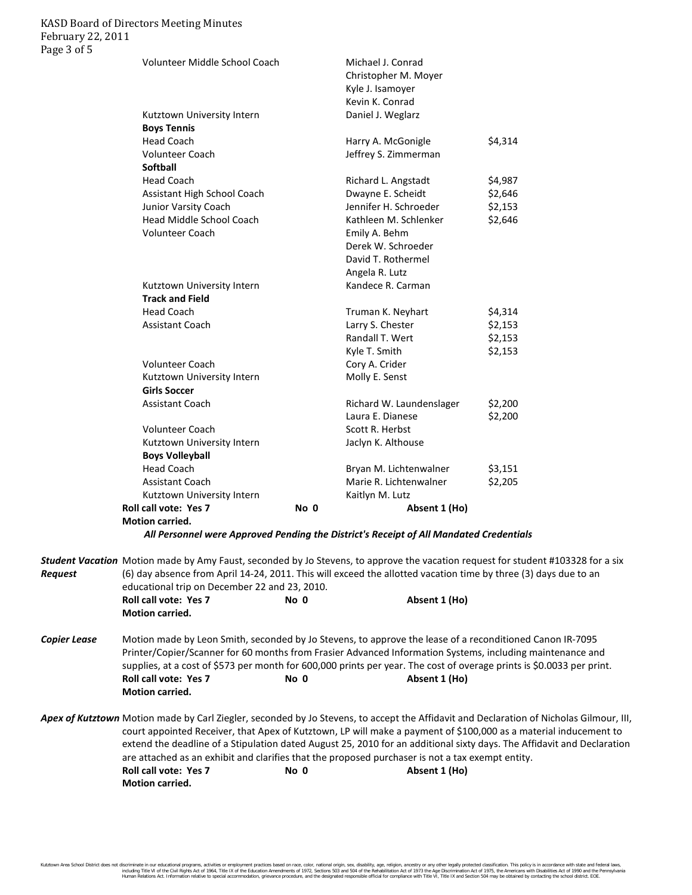| | | |
|---|---|---|
| Volunteer Middle School Coach | Michael J. Conrad | |
| | Christopher M. Moyer | |
| | Kyle J. Isamoyer | |
| | Kevin K. Conrad | |
| Kutztown University Intern | Daniel J. Weglarz | |
| **Boys Tennis** | | |
| Head Coach | Harry A. McGonigle | $4,314 |
| Volunteer Coach | Jeffrey S. Zimmerman | |
| **Softball** | | |
| Head Coach | Richard L. Angstadt | $4,987 |
| Assistant High School Coach | Dwayne E. Scheidt | $2,646 |
| Junior Varsity Coach | Jennifer H. Schroeder | $2,153 |
| Head Middle School Coach | Kathleen M. Schlenker | $2,646 |
| Volunteer Coach | Emily A. Behm | |
| | Derek W. Schroeder | |
| | David T. Rothermel | |
| | Angela R. Lutz | |
| Kutztown University Intern | Kandece R. Carman | |
| **Track and Field** | | |
| Head Coach | Truman K. Neyhart | $4,314 |
| Assistant Coach | Larry S. Chester | $2,153 |
| | Randall T. Wert | $2,153 |
| | Kyle T. Smith | $2,153 |
| Volunteer Coach | Cory A. Crider | |
| Kutztown University Intern | Molly E. Senst | |
| **Girls Soccer** | | |
| Assistant Coach | Richard W. Laundenslager | $2,200 |
| | Laura E. Dianese | $2,200 |
| Volunteer Coach | Scott R. Herbst | |
| Kutztown University Intern | Jaclyn K. Althouse | |
| **Boys Volleyball** | | |
| Head Coach | Bryan M. Lichtenwalner | $3,151 |
| Assistant Coach | Marie R. Lichtenwalner | $2,205 |
| Kutztown University Intern | Kaitlyn M. Lutz | |

**Roll call vote: Yes 7** **No 0** **Absent 1 (Ho)**
**Motion carried.**

***All Personnel were Approved Pending the District's Receipt of All Mandated Credentials***

***Student Vacation Request*** Motion made by Amy Faust, seconded by Jo Stevens, to approve the vacation request for student #103328 for a six (6) day absence from April 14-24, 2011. This will exceed the allotted vacation time by three (3) days due to an educational trip on December 22 and 23, 2010.
**Roll call vote: Yes 7** **No 0** **Absent 1 (Ho)**
**Motion carried.**

***Copier Lease*** Motion made by Leon Smith, seconded by Jo Stevens, to approve the lease of a reconditioned Canon IR-7095 Printer/Copier/Scanner for 60 months from Frasier Advanced Information Systems, including maintenance and supplies, at a cost of $573 per month for 600,000 prints per year. The cost of overage prints is $0.0033 per print.
**Roll call vote: Yes 7** **No 0** **Absent 1 (Ho)**
**Motion carried.**

***Apex of Kutztown*** Motion made by Carl Ziegler, seconded by Jo Stevens, to accept the Affidavit and Declaration of Nicholas Gilmour, III, court appointed Receiver, that Apex of Kutztown, LP will make a payment of $100,000 as a material inducement to extend the deadline of a Stipulation dated August 25, 2010 for an additional sixty days. The Affidavit and Declaration are attached as an exhibit and clarifies that the proposed purchaser is not a tax exempt entity.
**Roll call vote: Yes 7** **No 0** **Absent 1 (Ho)**
**Motion carried.**

Kutztown Area School District does not discriminate in our educational programs, activities or employment practices based on race, color, national origin, sex, disability, age, religion, ancestry or any other legally protected classification. This policy is in accordance with state and federal laws, including Title VI of the Civil Rights Act of 1964, Title IX of the Education Amendments of 1972, Sections 503 and 504 of the Rehabilitation Act of 1973 the Age Discrimination Act of 1975, the Americans with Disabilities Act of 1990 and the Pennsylvania Human Relations Act. Information relative to special accommodation, grievance procedure, and the designated responsible official for compliance with Title VI, Title IX and Section 504 may be obtained by contacting the school district. EOE.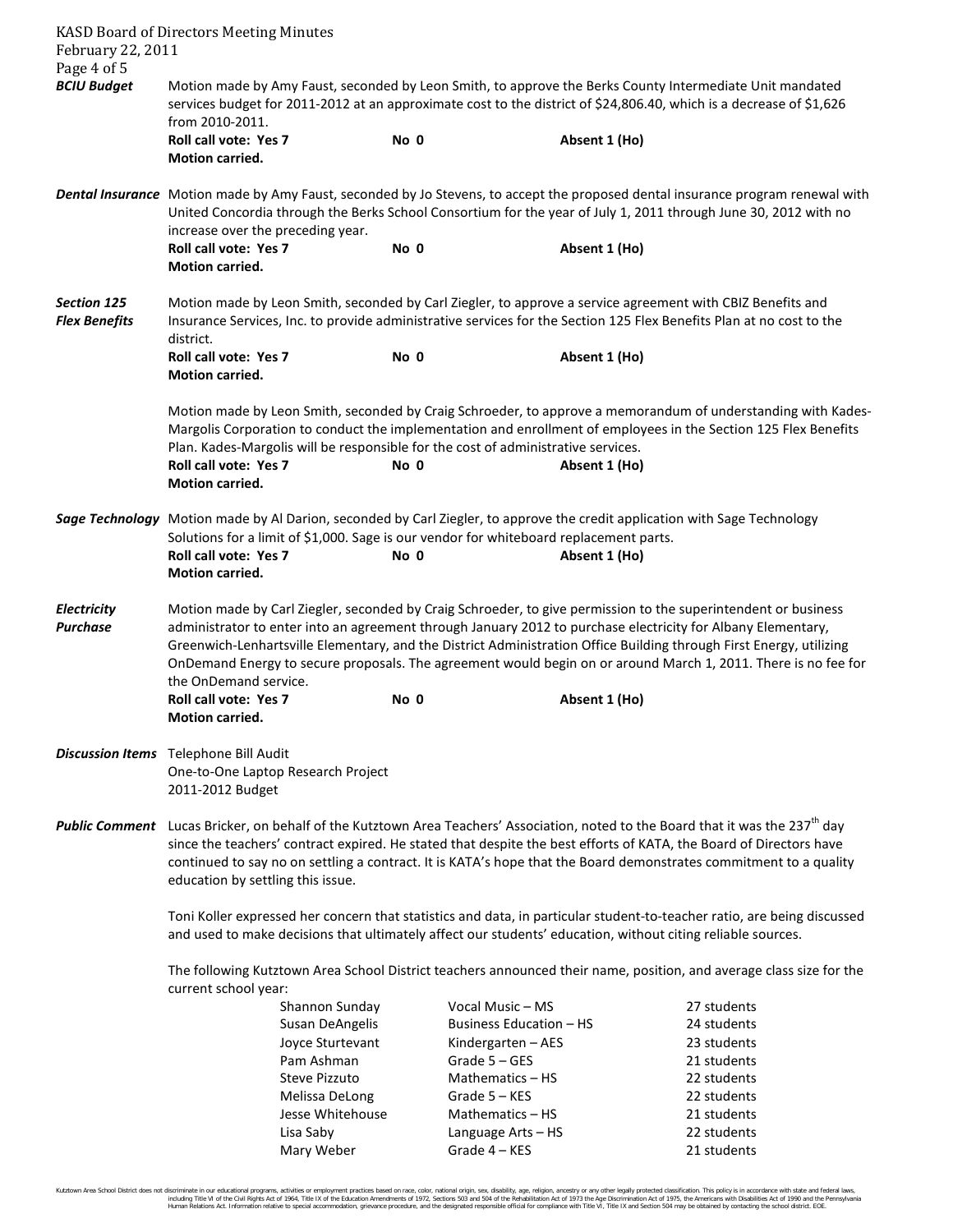***BCIU Budget***

Motion made by Amy Faust, seconded by Leon Smith, to approve the Berks County Intermediate Unit mandated services budget for 2011-2012 at an approximate cost to the district of $24,806.40, which is a decrease of $1,626 from 2010-2011.

**Roll call vote: Yes 7** **No 0** **Absent 1 (Ho)**
**Motion carried.**

***Dental Insurance***

Motion made by Amy Faust, seconded by Jo Stevens, to accept the proposed dental insurance program renewal with United Concordia through the Berks School Consortium for the year of July 1, 2011 through June 30, 2012 with no increase over the preceding year.

**Roll call vote: Yes 7** **No 0** **Absent 1 (Ho)**
**Motion carried.**

***Section 125 Flex Benefits***

Motion made by Leon Smith, seconded by Carl Ziegler, to approve a service agreement with CBIZ Benefits and Insurance Services, Inc. to provide administrative services for the Section 125 Flex Benefits Plan at no cost to the district.

**Roll call vote: Yes 7** **No 0** **Absent 1 (Ho)**
**Motion carried.**

Motion made by Leon Smith, seconded by Craig Schroeder, to approve a memorandum of understanding with Kades-Margolis Corporation to conduct the implementation and enrollment of employees in the Section 125 Flex Benefits Plan. Kades-Margolis will be responsible for the cost of administrative services.

**Roll call vote: Yes 7** **No 0** **Absent 1 (Ho)**
**Motion carried.**

***Sage Technology***

Motion made by Al Darion, seconded by Carl Ziegler, to approve the credit application with Sage Technology Solutions for a limit of $1,000. Sage is our vendor for whiteboard replacement parts.

**Roll call vote: Yes 7** **No 0** **Absent 1 (Ho)**
**Motion carried.**

***Electricity Purchase***

Motion made by Carl Ziegler, seconded by Craig Schroeder, to give permission to the superintendent or business administrator to enter into an agreement through January 2012 to purchase electricity for Albany Elementary, Greenwich-Lenhartsville Elementary, and the District Administration Office Building through First Energy, utilizing OnDemand Energy to secure proposals. The agreement would begin on or around March 1, 2011. There is no fee for the OnDemand service.

**Roll call vote: Yes 7** **No 0** **Absent 1 (Ho)**
**Motion carried.**

***Discussion Items***

Telephone Bill Audit
One-to-One Laptop Research Project
2011-2012 Budget

***Public Comment***

Lucas Bricker, on behalf of the Kutztown Area Teachers' Association, noted to the Board that it was the 237th day since the teachers' contract expired. He stated that despite the best efforts of KATA, the Board of Directors have continued to say no on settling a contract. It is KATA's hope that the Board demonstrates commitment to a quality education by settling this issue.

Toni Koller expressed her concern that statistics and data, in particular student-to-teacher ratio, are being discussed and used to make decisions that ultimately affect our students' education, without citing reliable sources.

The following Kutztown Area School District teachers announced their name, position, and average class size for the current school year:

| Name | Position | Average Class Size |
|---|---|---|
| Shannon Sunday | Vocal Music – MS | 27 students |
| Susan DeAngelis | Business Education – HS | 24 students |
| Joyce Sturtevant | Kindergarten – AES | 23 students |
| Pam Ashman | Grade 5 – GES | 21 students |
| Steve Pizzuto | Mathematics – HS | 22 students |
| Melissa DeLong | Grade 5 – KES | 22 students |
| Jesse Whitehouse | Mathematics – HS | 21 students |
| Lisa Saby | Language Arts – HS | 22 students |
| Mary Weber | Grade 4 – KES | 21 students |

Kutztown Area School District does not discriminate in our educational programs, activities or employment practices based on race, color, national origin, sex, disability, age, religion, ancestry or any other legally protected classification. This policy is in accordance with state and federal laws, including Title VI of the Civil Rights Act of 1964, Title IX of the Education Amendments of 1972, Sections 503 and 504 of the Rehabilitation Act of 1973 the Age Discrimination Act of 1975, the Americans with Disabilities Act of 1990 and the Pennsylvania Human Relations Act. Information relative to special accommodation, grievance procedure, and the designated responsible official for compliance with Title VI, Title IX and Section 504 may be obtained by contacting the school district. EOE.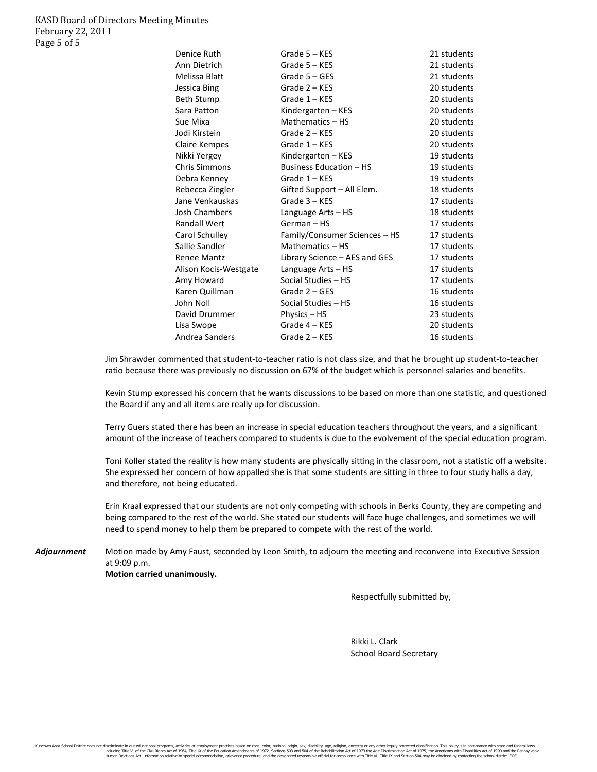| | | |
|---|---|---|
| Denice Ruth | Grade 5 – KES | 21 students |
| Ann Dietrich | Grade 5 – KES | 21 students |
| Melissa Blatt | Grade 5 – GES | 21 students |
| Jessica Bing | Grade 2 – KES | 20 students |
| Beth Stump | Grade 1 – KES | 20 students |
| Sara Patton | Kindergarten – KES | 20 students |
| Sue Mixa | Mathematics – HS | 20 students |
| Jodi Kirstein | Grade 2 – KES | 20 students |
| Claire Kempes | Grade 1 – KES | 20 students |
| Nikki Yergey | Kindergarten – KES | 19 students |
| Chris Simmons | Business Education – HS | 19 students |
| Debra Kenney | Grade 1 – KES | 19 students |
| Rebecca Ziegler | Gifted Support – All Elem. | 18 students |
| Jane Venkauskas | Grade 3 – KES | 17 students |
| Josh Chambers | Language Arts – HS | 18 students |
| Randall Wert | German – HS | 17 students |
| Carol Schulley | Family/Consumer Sciences – HS | 17 students |
| Sallie Sandler | Mathematics – HS | 17 students |
| Renee Mantz | Library Science – AES and GES | 17 students |
| Alison Kocis-Westgate | Language Arts – HS | 17 students |
| Amy Howard | Social Studies – HS | 17 students |
| Karen Quillman | Grade 2 – GES | 16 students |
| John Noll | Social Studies – HS | 16 students |
| David Drummer | Physics – HS | 23 students |
| Lisa Swope | Grade 4 – KES | 20 students |
| Andrea Sanders | Grade 2 – KES | 16 students |

Jim Shrawder commented that student-to-teacher ratio is not class size, and that he brought up student-to-teacher ratio because there was previously no discussion on 67% of the budget which is personnel salaries and benefits.

Kevin Stump expressed his concern that he wants discussions to be based on more than one statistic, and questioned the Board if any and all items are really up for discussion.

Terry Guers stated there has been an increase in special education teachers throughout the years, and a significant amount of the increase of teachers compared to students is due to the evolvement of the special education program.

Toni Koller stated the reality is how many students are physically sitting in the classroom, not a statistic off a website. She expressed her concern of how appalled she is that some students are sitting in three to four study halls a day, and therefore, not being educated.

Erin Kraal expressed that our students are not only competing with schools in Berks County, they are competing and being compared to the rest of the world. She stated our students will face huge challenges, and sometimes we will need to spend money to help them be prepared to compete with the rest of the world.

***Adjournment*** Motion made by Amy Faust, seconded by Leon Smith, to adjourn the meeting and reconvene into Executive Session at 9:09 p.m.
**Motion carried unanimously.**

Respectfully submitted by,

Rikki L. Clark
School Board Secretary

Kutztown Area School District does not discriminate in our educational programs, activities or employment practices based on race, color, national origin, sex, disability, age, religion, ancestry or any other legally protected classification. This policy is in accordance with state and federal laws, including Title VI of the Civil Rights Act of 1964, Title IX of the Education Amendments of 1972, Sections 503 and 504 of the Rehabilitation Act of 1973 the Age Discrimination Act of 1975, the Americans with Disabilities Act of 1990 and the Pennsylvania Human Relations Act. Information relative to special accommodation, grievance procedure, and the designated responsible official for compliance with Title VI, Title IX and Section 504 may be obtained by contacting the school district. EOE.